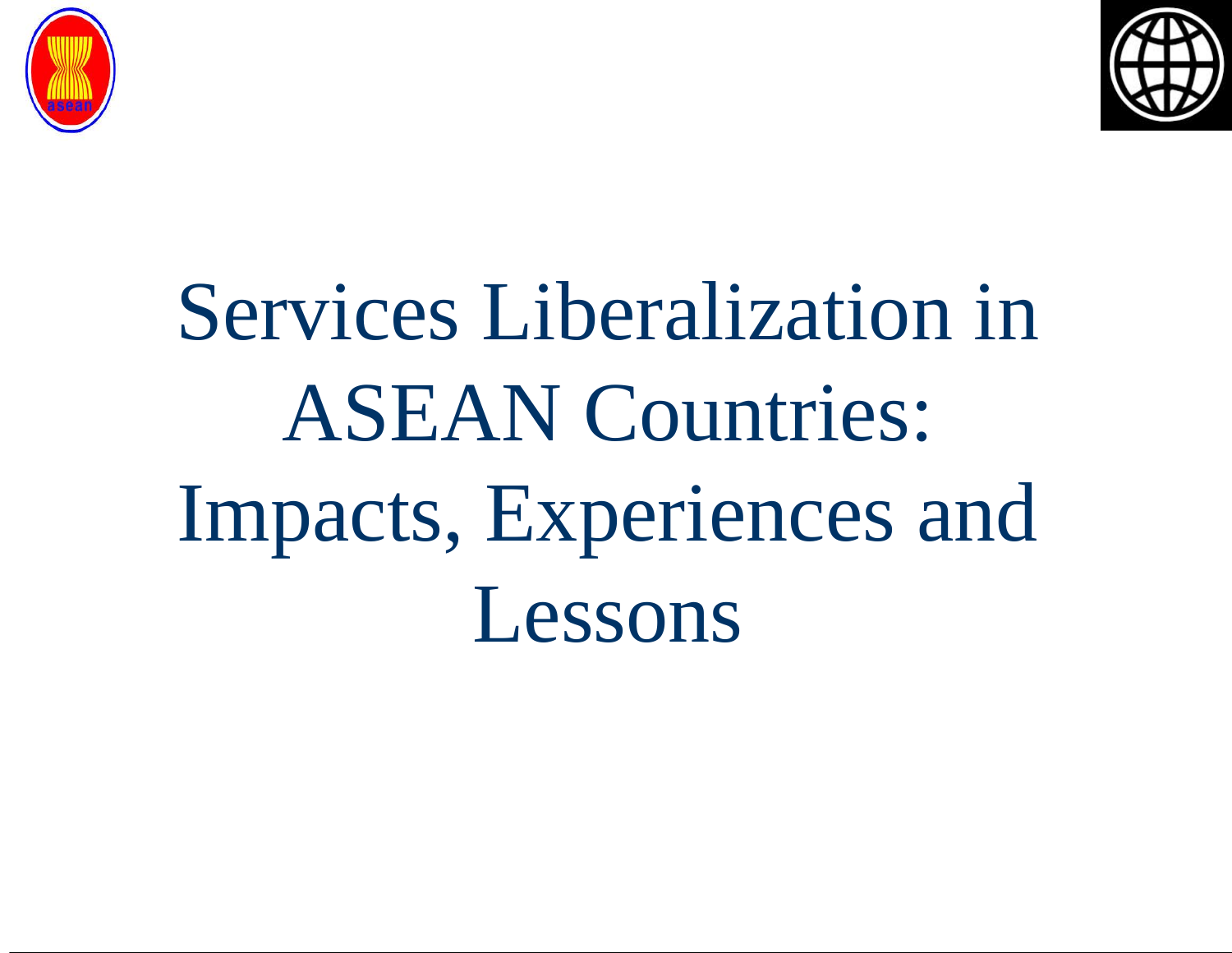# Services Liberalization in ASEAN Countries: Impacts, Experiences and Lessons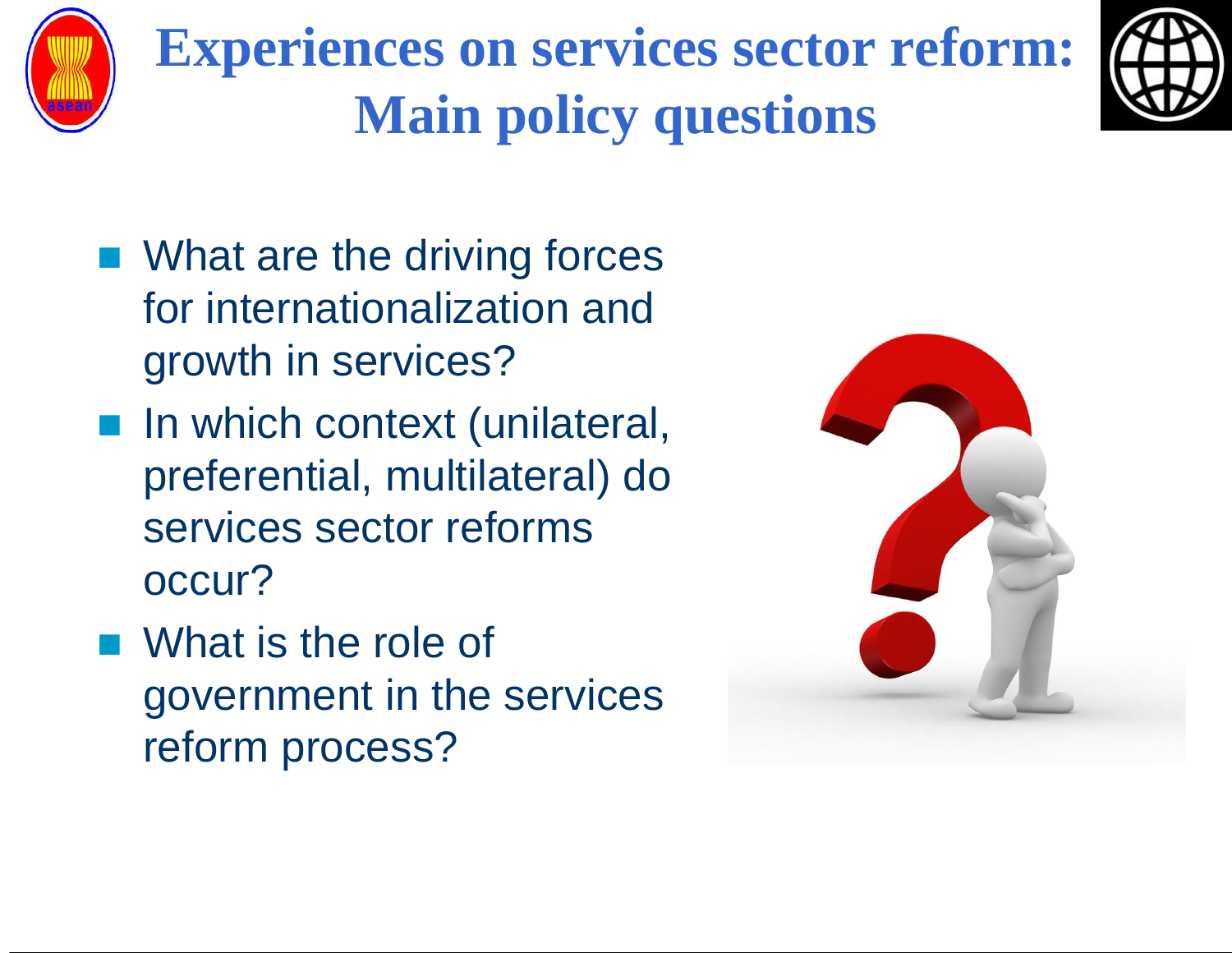# Experiences on services sector reform: Main policy questions

- What are the driving forces for internationalization and growth in services?
- In which context (unilateral, preferential, multilateral) do services sector reforms occur?
- What is the role of government in the services reform process?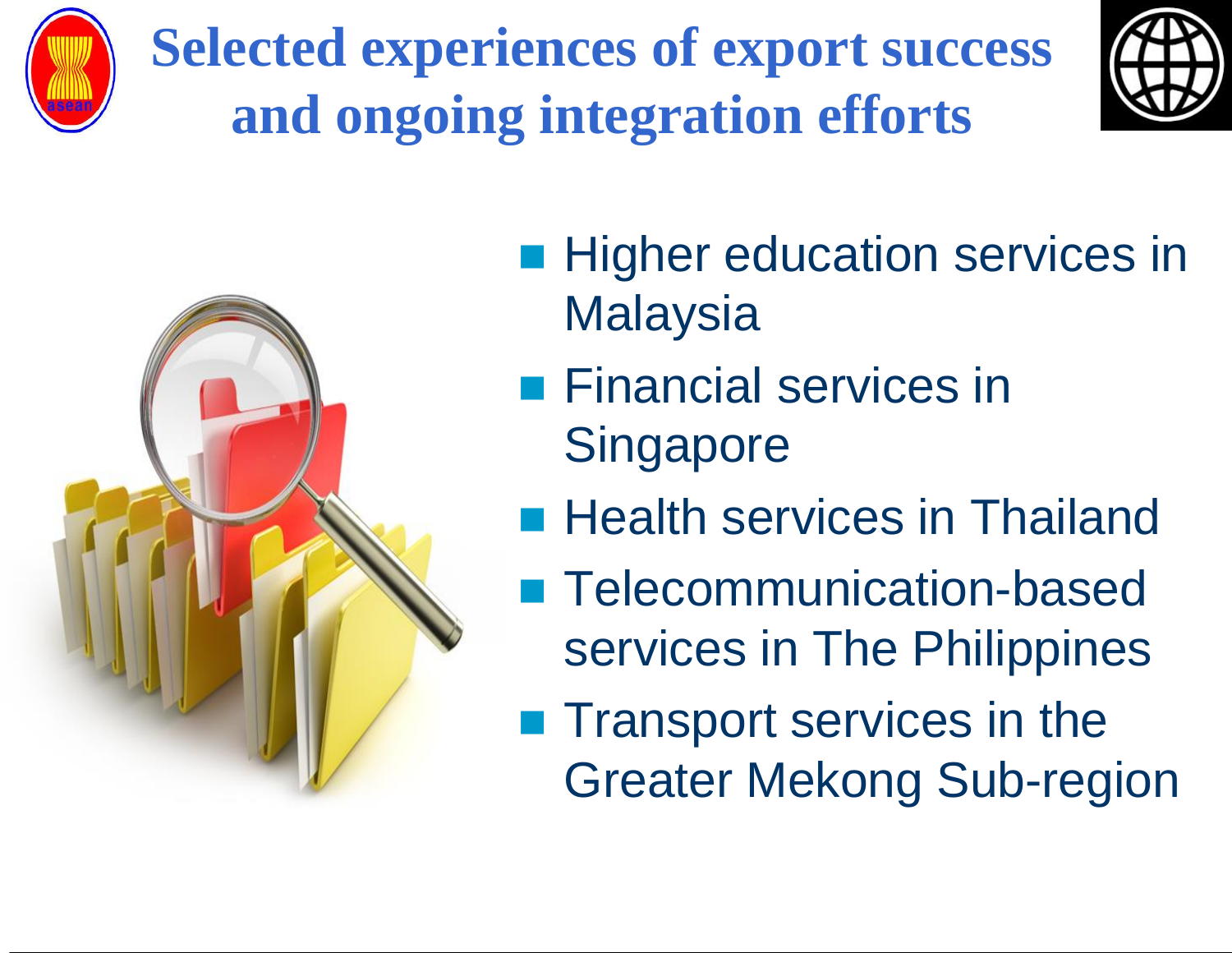# Selected experiences of export success and ongoing integration efforts

- Higher education services in Malaysia
- Financial services in Singapore
- Health services in Thailand
- Telecommunication-based services in The Philippines
- Transport services in the Greater Mekong Sub-region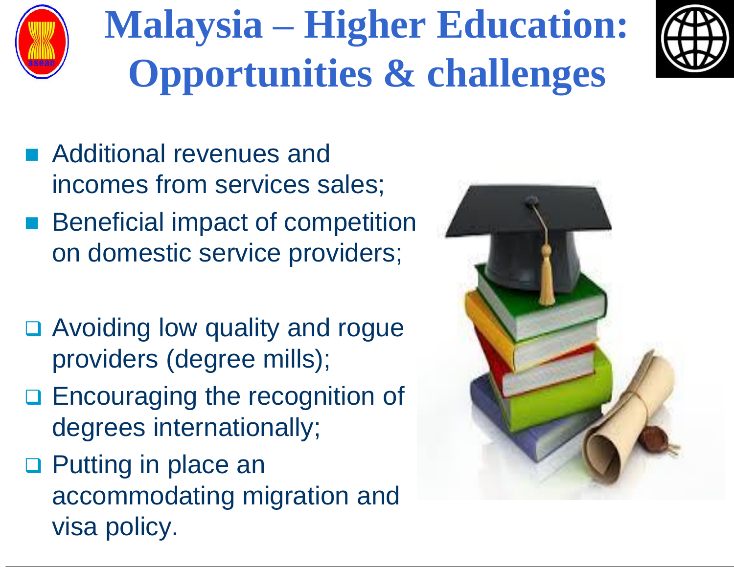# Malaysia – Higher Education: Opportunities & challenges

- Additional revenues and incomes from services sales;
- Beneficial impact of competition on domestic service providers;

- Avoiding low quality and rogue providers (degree mills);
- Encouraging the recognition of degrees internationally;
- Putting in place an accommodating migration and visa policy.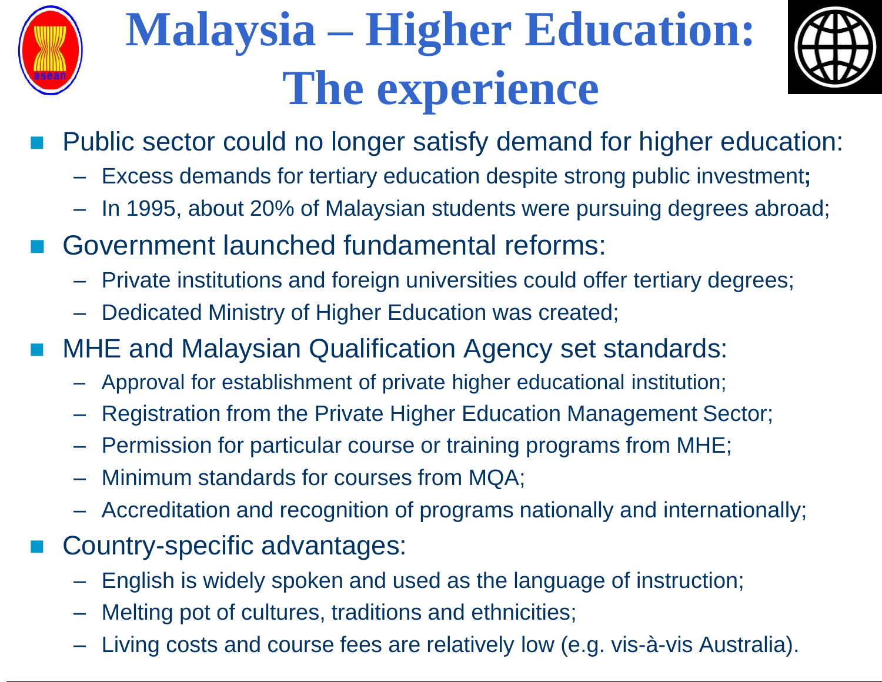# Malaysia – Higher Education: The experience

- Public sector could no longer satisfy demand for higher education:
  - Excess demands for tertiary education despite strong public investment;
  - In 1995, about 20% of Malaysian students were pursuing degrees abroad;
- Government launched fundamental reforms:
  - Private institutions and foreign universities could offer tertiary degrees;
  - Dedicated Ministry of Higher Education was created;
- MHE and Malaysian Qualification Agency set standards:
  - Approval for establishment of private higher educational institution;
  - Registration from the Private Higher Education Management Sector;
  - Permission for particular course or training programs from MHE;
  - Minimum standards for courses from MQA;
  - Accreditation and recognition of programs nationally and internationally;
- Country-specific advantages:
  - English is widely spoken and used as the language of instruction;
  - Melting pot of cultures, traditions and ethnicities;
  - Living costs and course fees are relatively low (e.g. vis-à-vis Australia).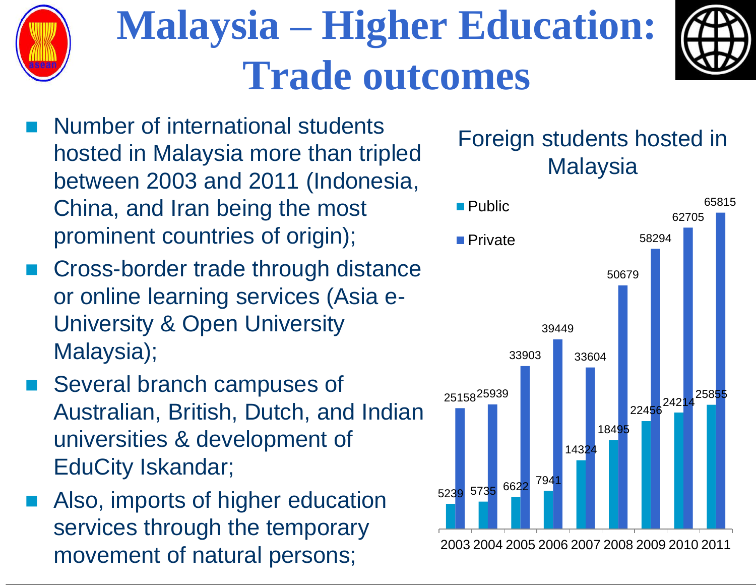# Malaysia – Higher Education: Trade outcomes

- Number of international students hosted in Malaysia more than tripled between 2003 and 2011 (Indonesia, China, and Iran being the most prominent countries of origin);
- Cross-border trade through distance or online learning services (Asia e-University & Open University Malaysia);
- Several branch campuses of Australian, British, Dutch, and Indian universities & development of EduCity Iskandar;
- Also, imports of higher education services through the temporary movement of natural persons;

**Foreign students hosted in Malaysia**

| Year | Public | Private |
|---|---|---|
| 2003 | 5239 | 25158 |
| 2004 | 5735 | 25939 |
| 2005 | 6622 | 33903 |
| 2006 | 7941 | 39449 |
| 2007 | 14324 | 33604 |
| 2008 | 18495 | 50679 |
| 2009 | 22456 | 58294 |
| 2010 | 24214 | 62705 |
| 2011 | 25855 | 65815 |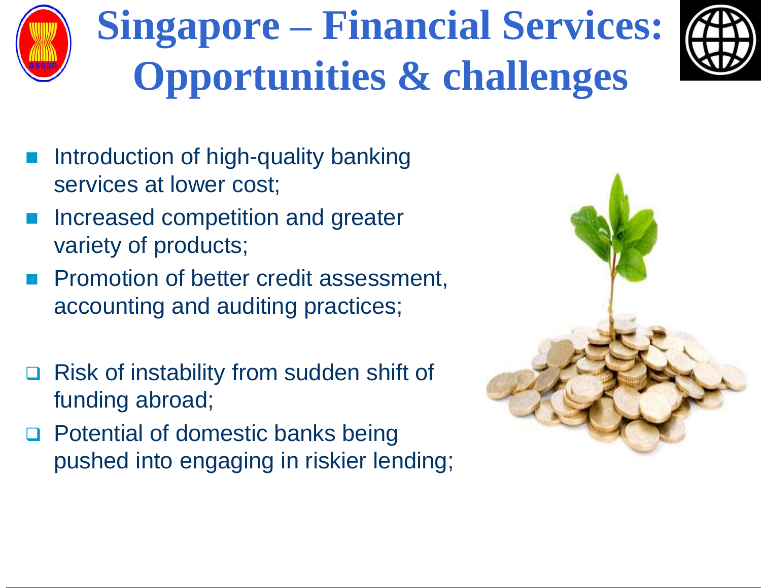# Singapore – Financial Services: Opportunities & challenges

- Introduction of high-quality banking services at lower cost;
- Increased competition and greater variety of products;
- Promotion of better credit assessment, accounting and auditing practices;

- Risk of instability from sudden shift of funding abroad;
- Potential of domestic banks being pushed into engaging in riskier lending;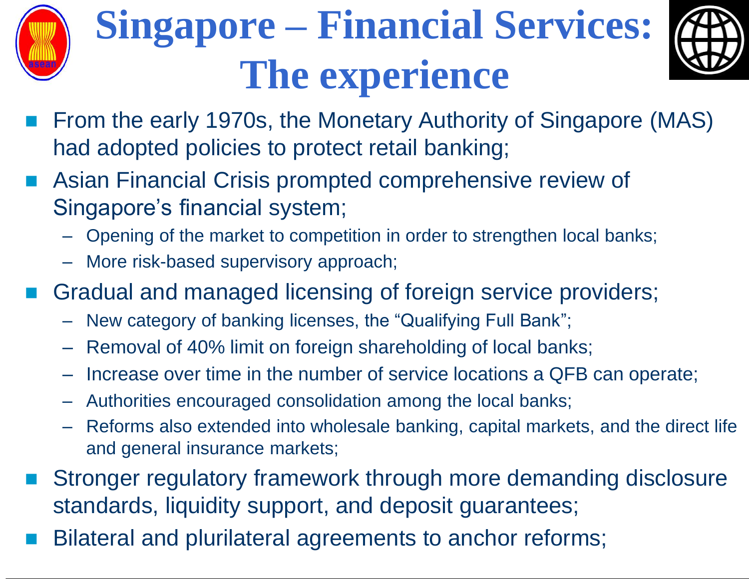# Singapore – Financial Services: The experience

- From the early 1970s, the Monetary Authority of Singapore (MAS) had adopted policies to protect retail banking;
- Asian Financial Crisis prompted comprehensive review of Singapore's financial system;
  - Opening of the market to competition in order to strengthen local banks;
  - More risk-based supervisory approach;
- Gradual and managed licensing of foreign service providers;
  - New category of banking licenses, the "Qualifying Full Bank";
  - Removal of 40% limit on foreign shareholding of local banks;
  - Increase over time in the number of service locations a QFB can operate;
  - Authorities encouraged consolidation among the local banks;
  - Reforms also extended into wholesale banking, capital markets, and the direct life and general insurance markets;
- Stronger regulatory framework through more demanding disclosure standards, liquidity support, and deposit guarantees;
- Bilateral and plurilateral agreements to anchor reforms;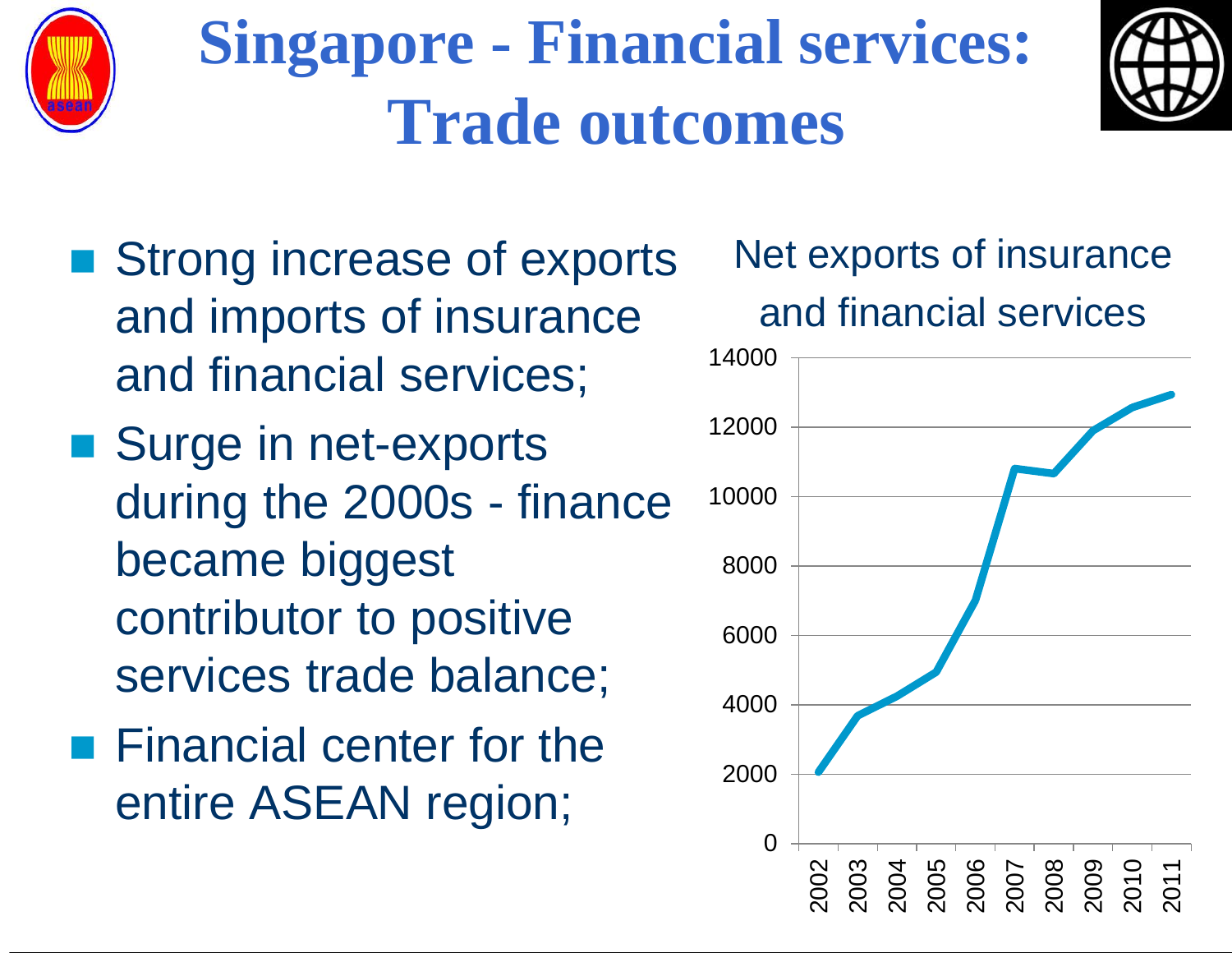# Singapore - Financial services: Trade outcomes

- Strong increase of exports and imports of insurance and financial services;
- Surge in net-exports during the 2000s - finance became biggest contributor to positive services trade balance;
- Financial center for the entire ASEAN region;

Net exports of insurance and financial services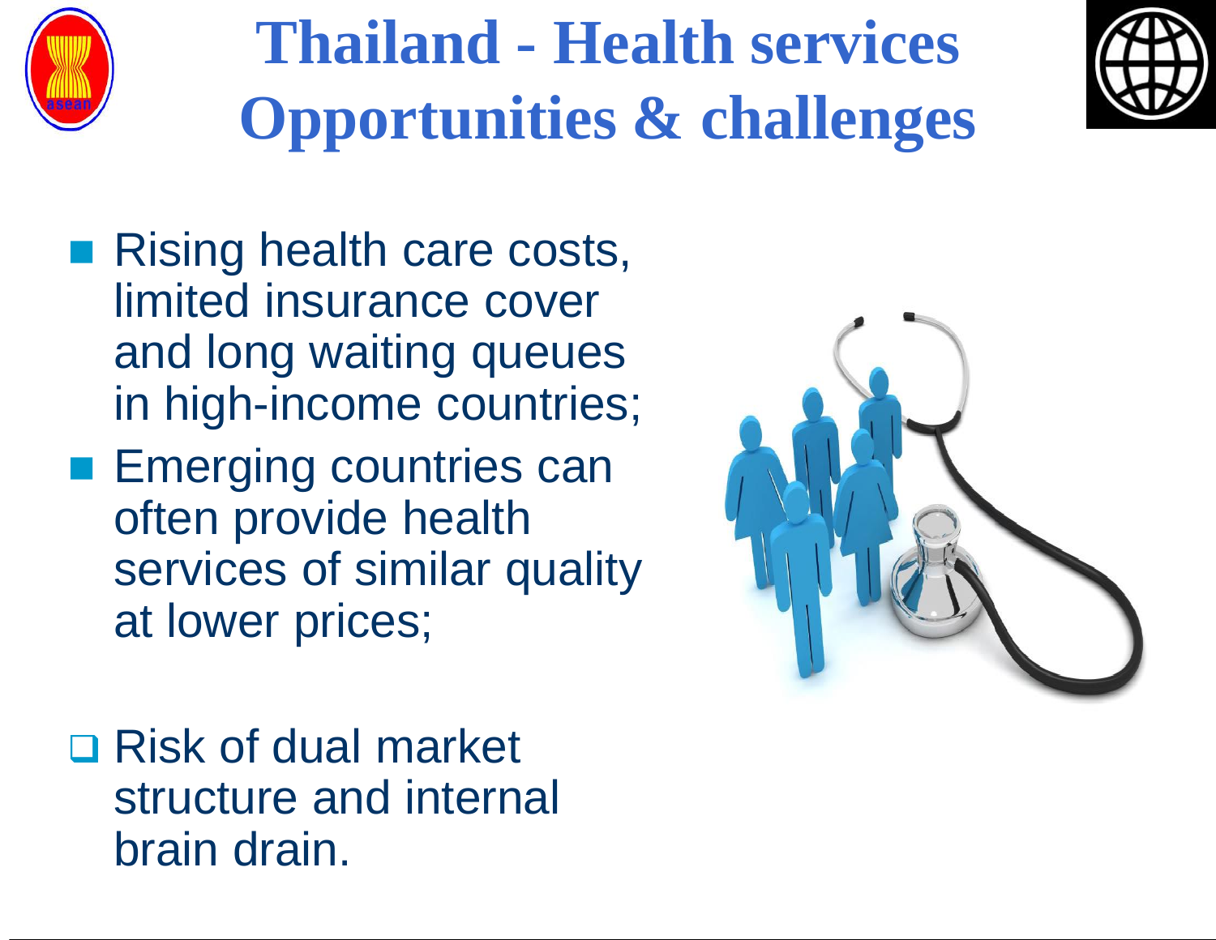# Thailand - Health services Opportunities & challenges

- Rising health care costs, limited insurance cover and long waiting queues in high-income countries;
- Emerging countries can often provide health services of similar quality at lower prices;

- Risk of dual market structure and internal brain drain.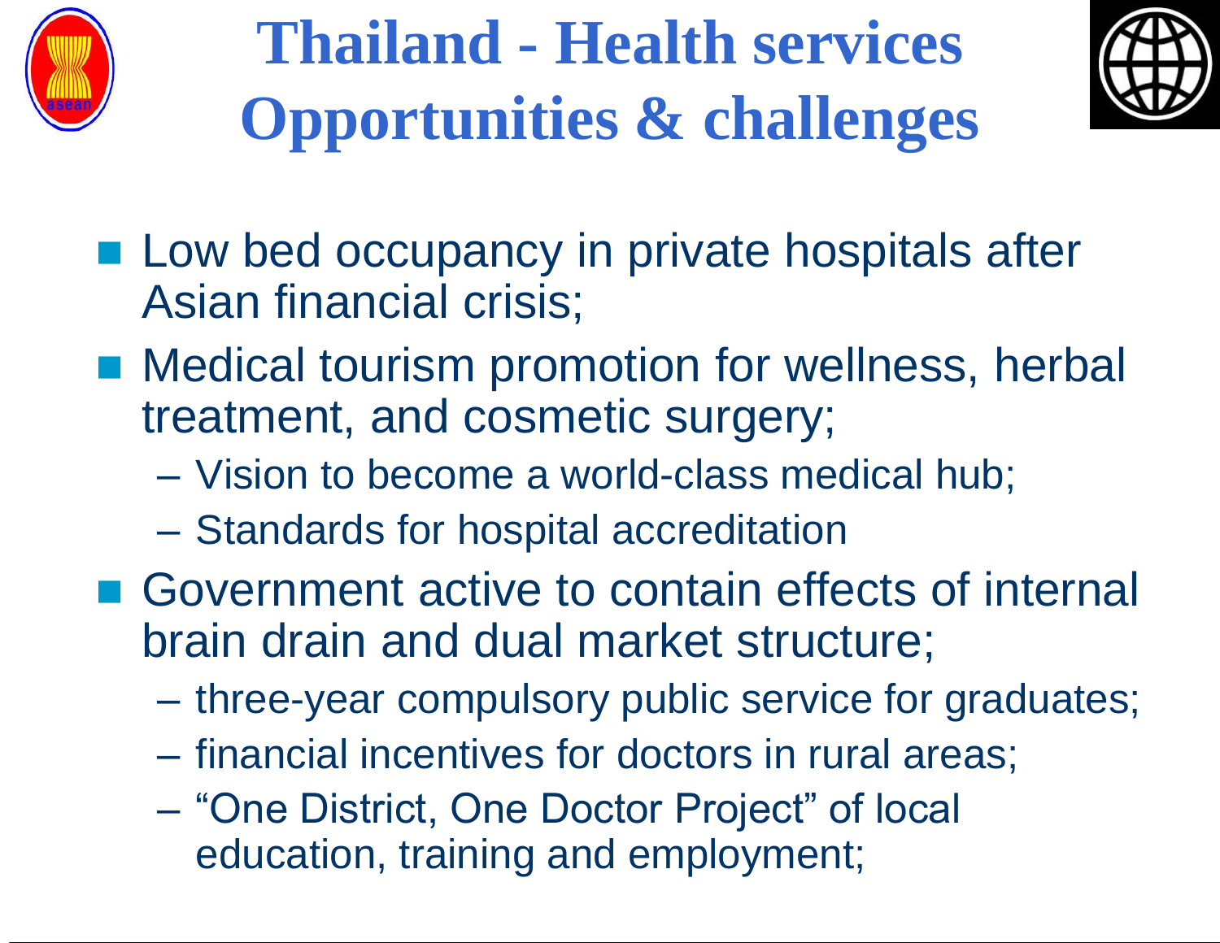# Thailand - Health services Opportunities & challenges

- Low bed occupancy in private hospitals after Asian financial crisis;
- Medical tourism promotion for wellness, herbal treatment, and cosmetic surgery;
  - Vision to become a world-class medical hub;
  - Standards for hospital accreditation
- Government active to contain effects of internal brain drain and dual market structure;
  - three-year compulsory public service for graduates;
  - financial incentives for doctors in rural areas;
  - "One District, One Doctor Project" of local education, training and employment;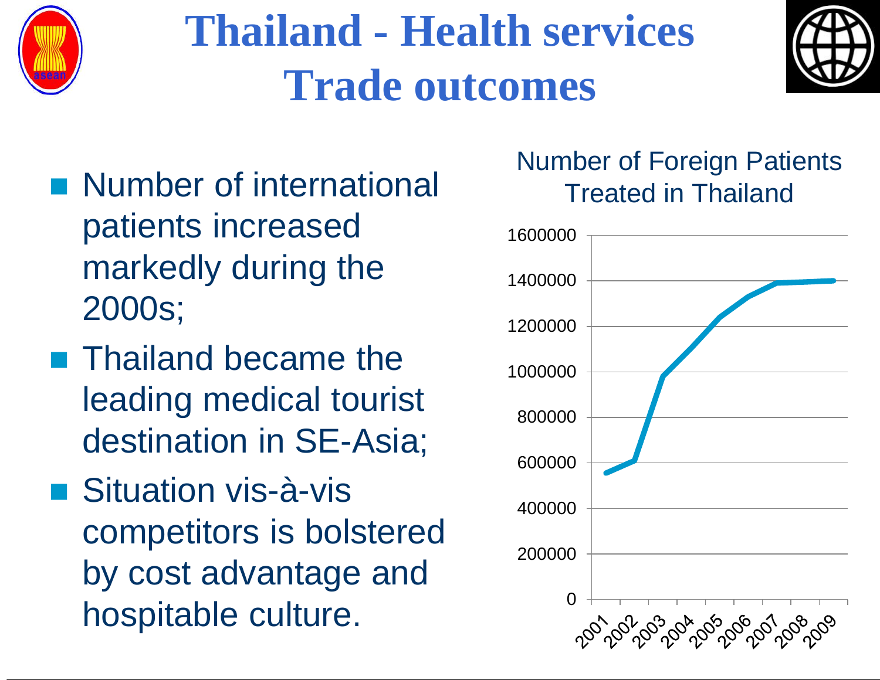# Thailand - Health services Trade outcomes

- Number of international patients increased markedly during the 2000s;
- Thailand became the leading medical tourist destination in SE-Asia;
- Situation vis-à-vis competitors is bolstered by cost advantage and hospitable culture.

Number of Foreign Patients Treated in Thailand

| Year | Approx. number of foreign patients |
|---|---|
| 2001 | ~555,000 |
| 2002 | ~610,000 |
| 2003 | ~980,000 |
| 2004 | ~1,100,000 |
| 2005 | ~1,240,000 |
| 2006 | ~1,330,000 |
| 2007 | ~1,390,000 |
| 2008 | ~1,395,000 |
| 2009 | ~1,400,000 |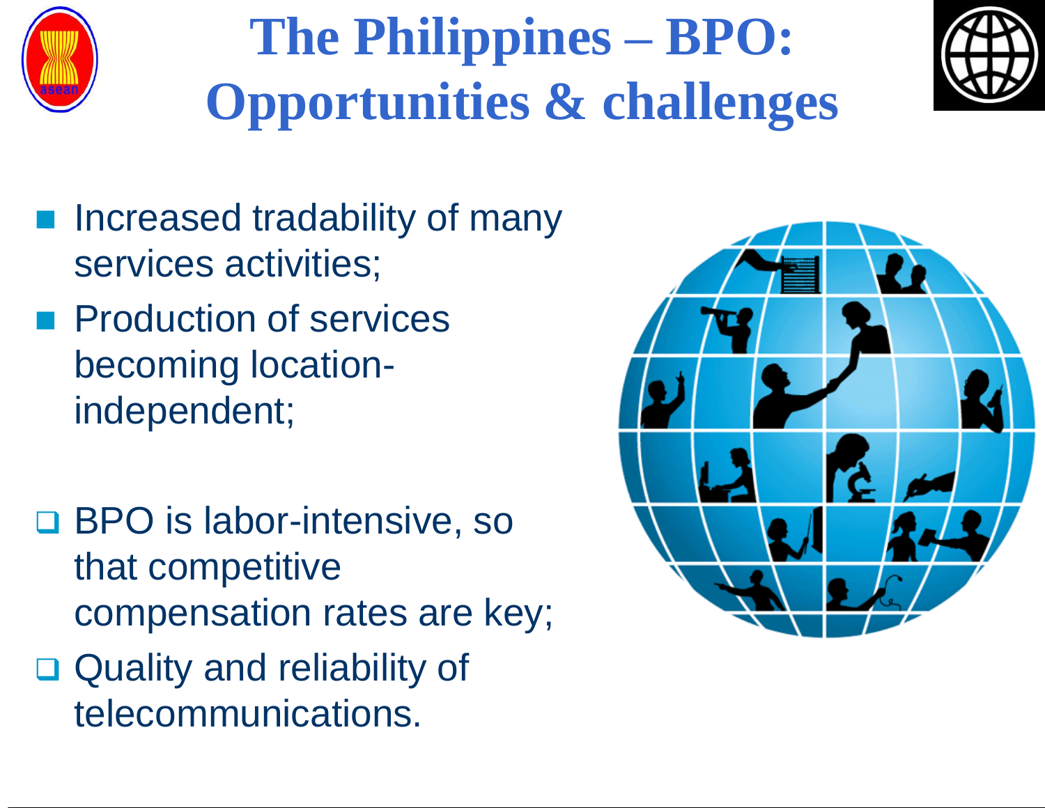# The Philippines – BPO: Opportunities & challenges

- Increased tradability of many services activities;
- Production of services becoming location-independent;

- BPO is labor-intensive, so that competitive compensation rates are key;
- Quality and reliability of telecommunications.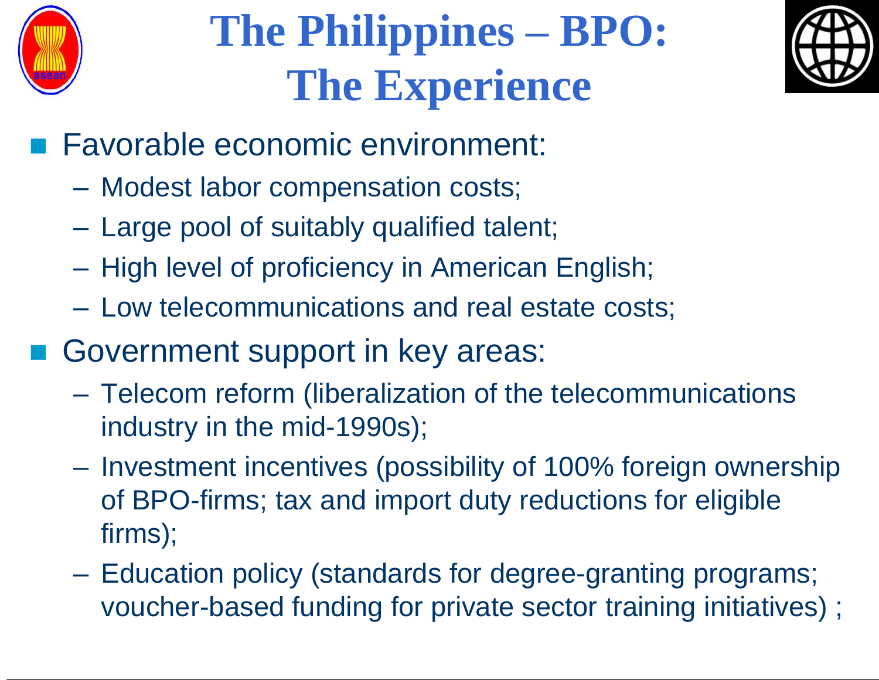# The Philippines – BPO: The Experience

- Favorable economic environment:
  - Modest labor compensation costs;
  - Large pool of suitably qualified talent;
  - High level of proficiency in American English;
  - Low telecommunications and real estate costs;
- Government support in key areas:
  - Telecom reform (liberalization of the telecommunications industry in the mid-1990s);
  - Investment incentives (possibility of 100% foreign ownership of BPO-firms; tax and import duty reductions for eligible firms);
  - Education policy (standards for degree-granting programs; voucher-based funding for private sector training initiatives) ;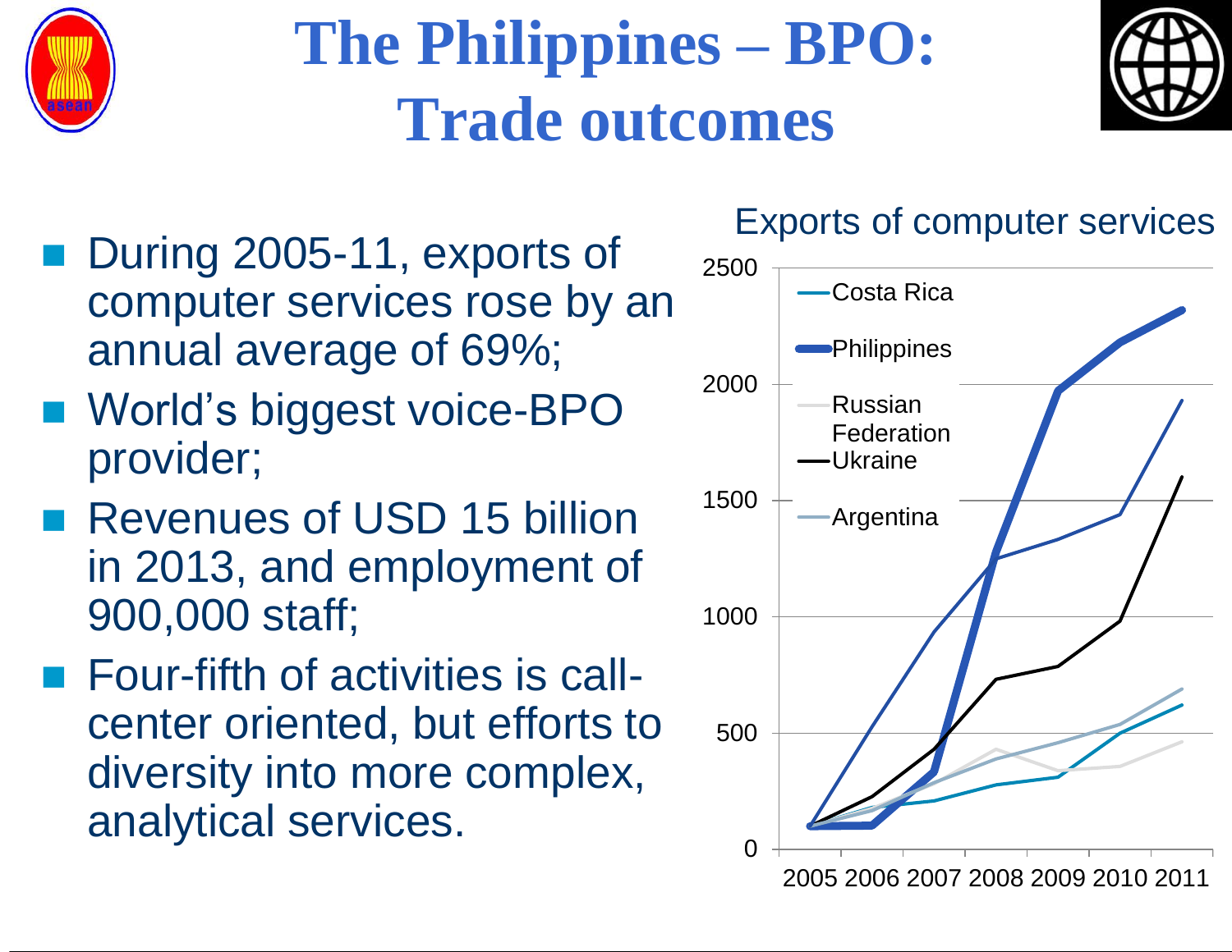# The Philippines – BPO: Trade outcomes

- During 2005-11, exports of computer services rose by an annual average of 69%;
- World's biggest voice-BPO provider;
- Revenues of USD 15 billion in 2013, and employment of 900,000 staff;
- Four-fifth of activities is call-center oriented, but efforts to diversity into more complex, analytical services.

Exports of computer services

Legend: Costa Rica, Philippines, Russian Federation, Ukraine, Argentina

Y-axis: 0, 500, 1000, 1500, 2000, 2500

X-axis: 2005, 2006, 2007, 2008, 2009, 2010, 2011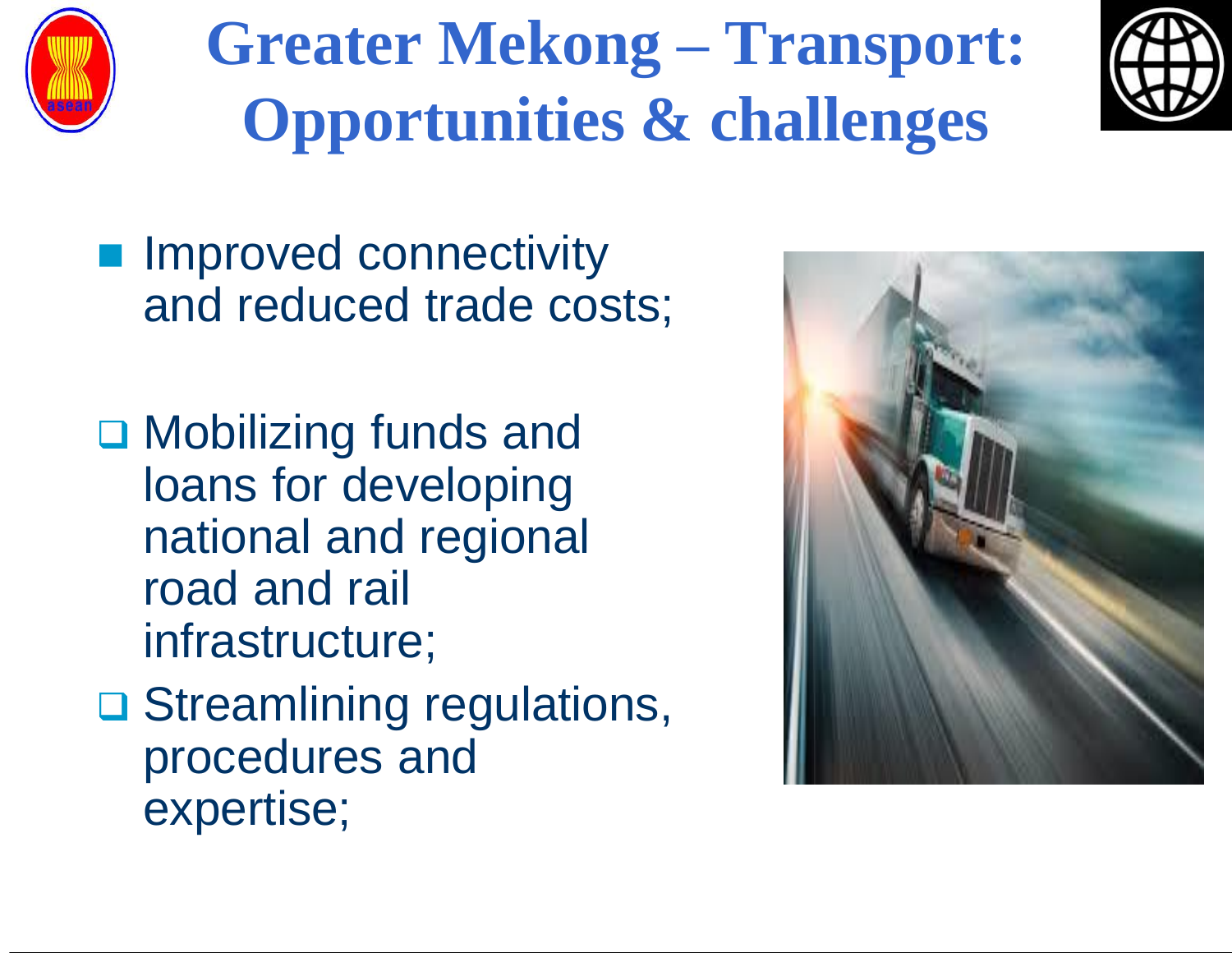# Greater Mekong – Transport: Opportunities & challenges

- Improved connectivity and reduced trade costs;

- Mobilizing funds and loans for developing national and regional road and rail infrastructure;
- Streamlining regulations, procedures and expertise;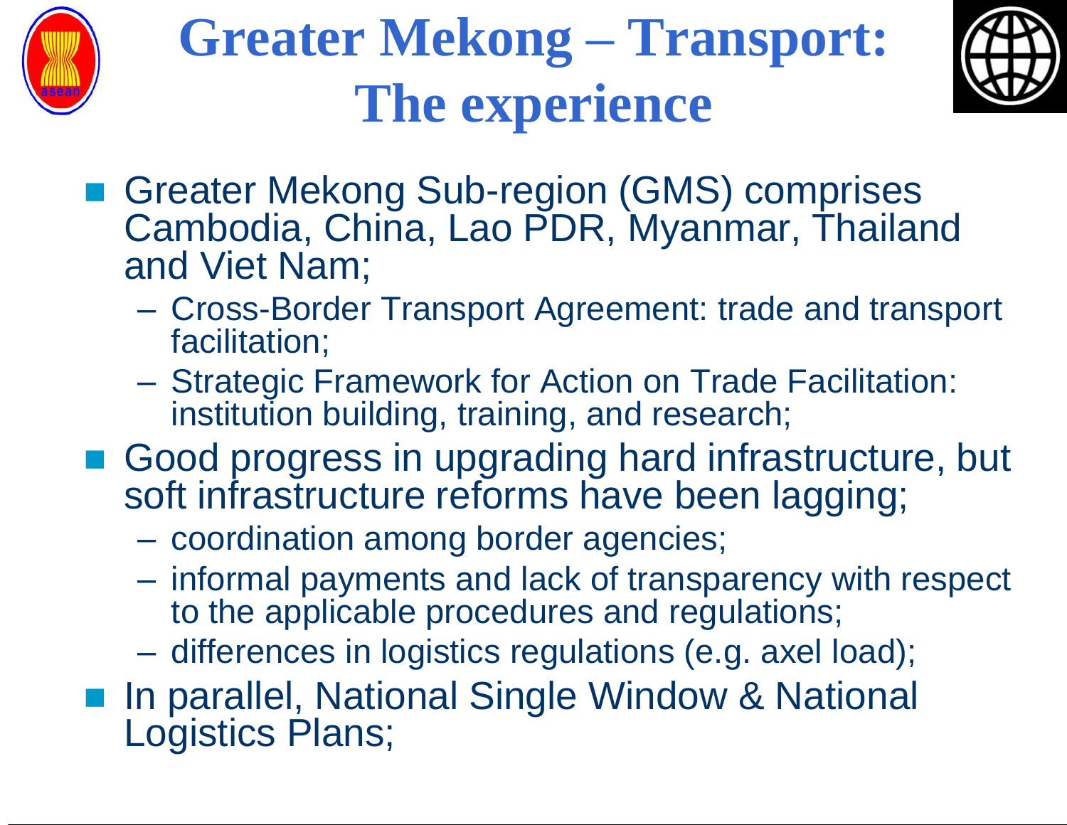# Greater Mekong – Transport: The experience

- Greater Mekong Sub-region (GMS) comprises Cambodia, China, Lao PDR, Myanmar, Thailand and Viet Nam;
  - Cross-Border Transport Agreement: trade and transport facilitation;
  - Strategic Framework for Action on Trade Facilitation: institution building, training, and research;
- Good progress in upgrading hard infrastructure, but soft infrastructure reforms have been lagging;
  - coordination among border agencies;
  - informal payments and lack of transparency with respect to the applicable procedures and regulations;
  - differences in logistics regulations (e.g. axel load);
- In parallel, National Single Window & National Logistics Plans;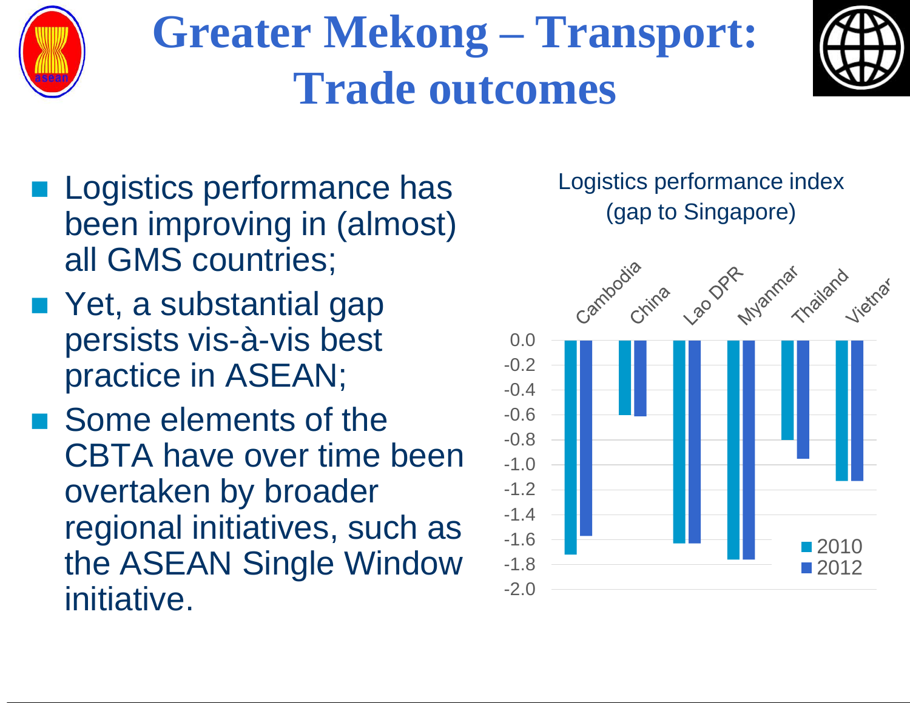# Greater Mekong – Transport: Trade outcomes

- Logistics performance has been improving in (almost) all GMS countries;
- Yet, a substantial gap persists vis-à-vis best practice in ASEAN;
- Some elements of the CBTA have over time been overtaken by broader regional initiatives, such as the ASEAN Single Window initiative.

Logistics performance index (gap to Singapore)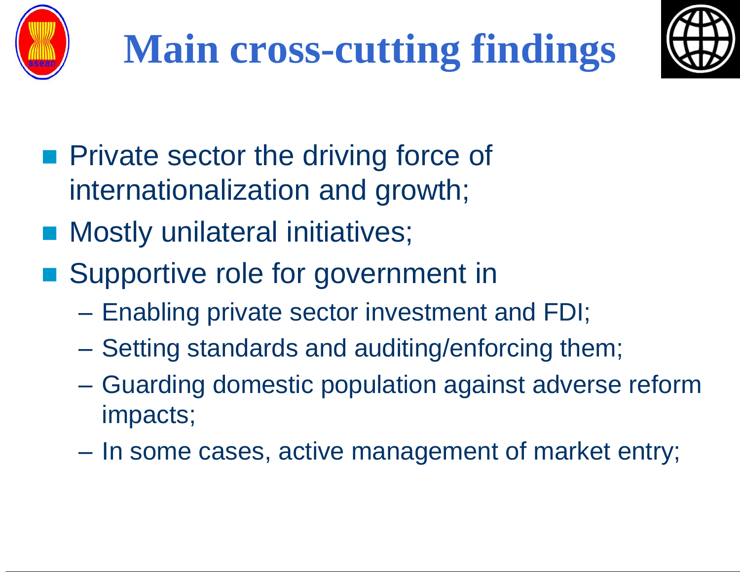# Main cross-cutting findings

- Private sector the driving force of internationalization and growth;
- Mostly unilateral initiatives;
- Supportive role for government in
  - Enabling private sector investment and FDI;
  - Setting standards and auditing/enforcing them;
  - Guarding domestic population against adverse reform impacts;
  - In some cases, active management of market entry;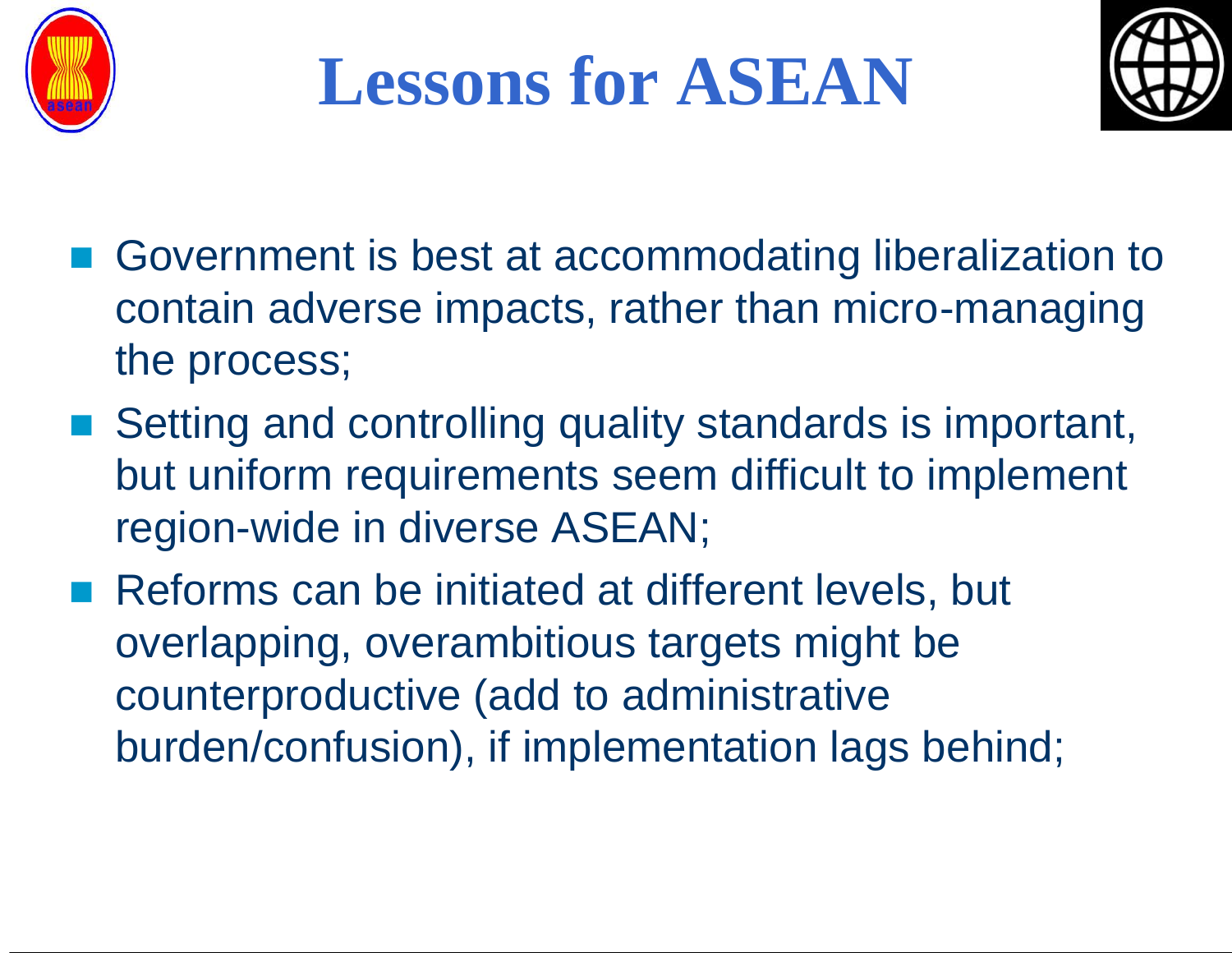# Lessons for ASEAN

- Government is best at accommodating liberalization to contain adverse impacts, rather than micro-managing the process;
- Setting and controlling quality standards is important, but uniform requirements seem difficult to implement region-wide in diverse ASEAN;
- Reforms can be initiated at different levels, but overlapping, overambitious targets might be counterproductive (add to administrative burden/confusion), if implementation lags behind;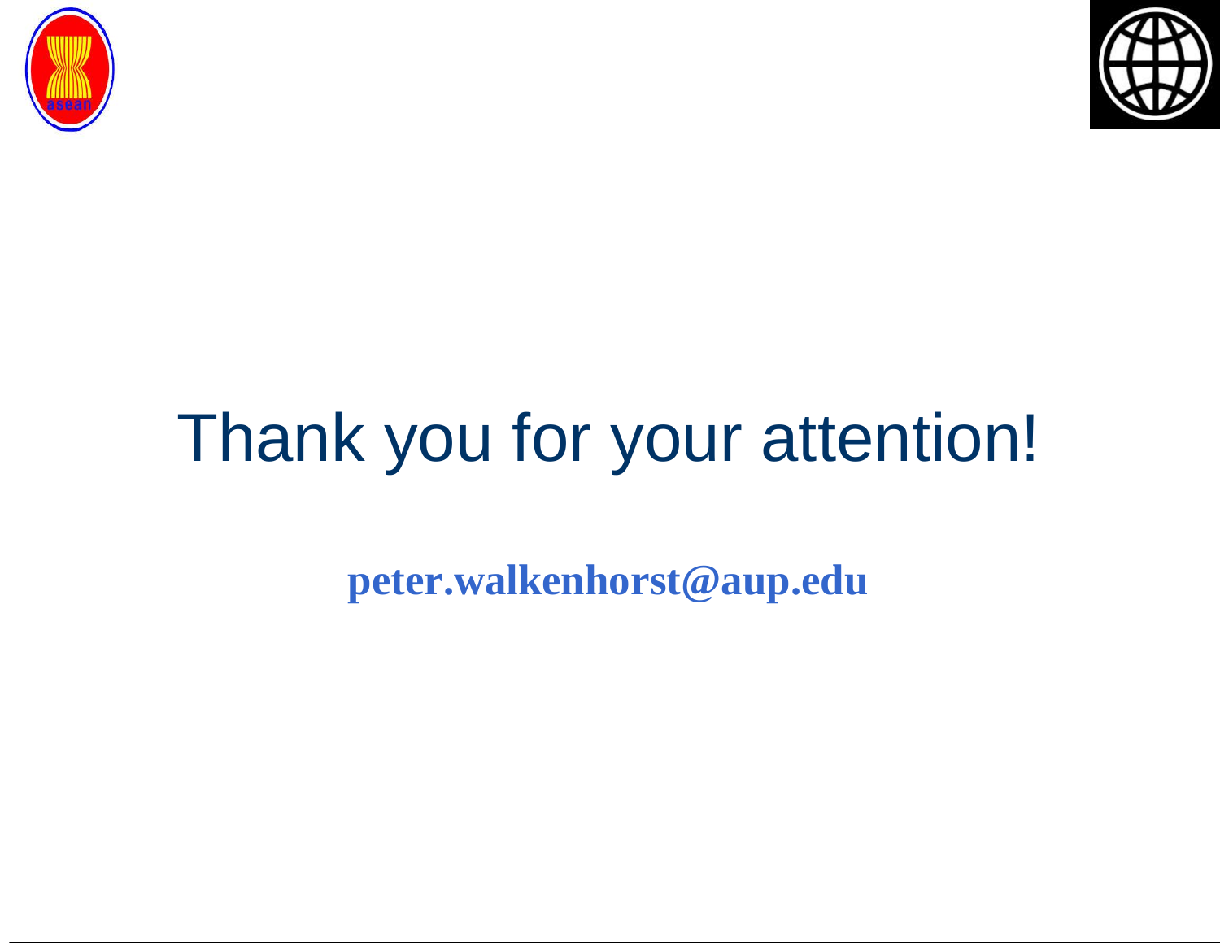# Thank you for your attention!

**peter.walkenhorst@aup.edu**